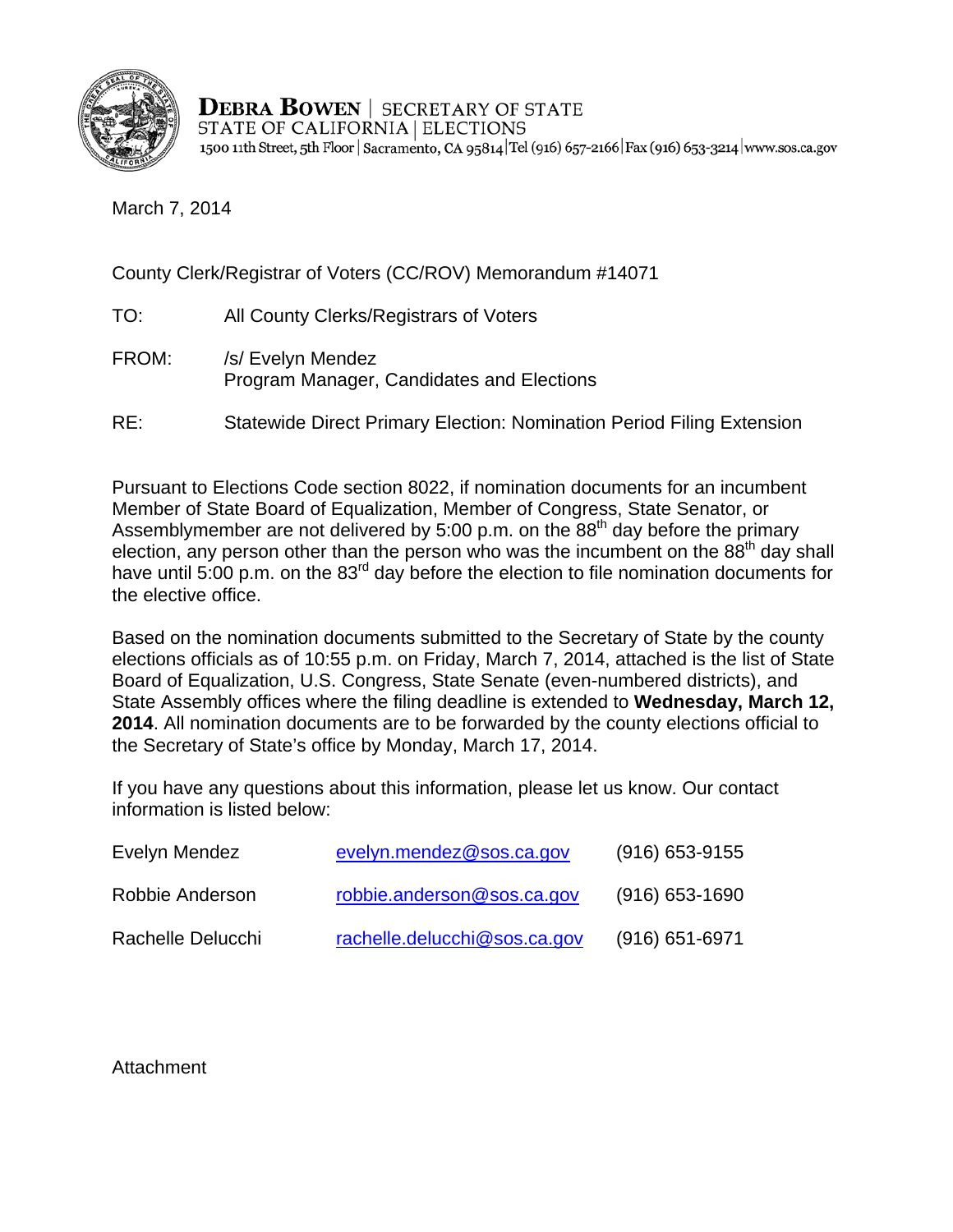**DEBRA BOWEN** | SECRETARY OF STATE
STATE OF CALIFORNIA | ELECTIONS
1500 11th Street, 5th Floor | Sacramento, CA 95814 | Tel (916) 657-2166 | Fax (916) 653-3214 | www.sos.ca.gov

March 7, 2014

County Clerk/Registrar of Voters (CC/ROV) Memorandum #14071

TO: All County Clerks/Registrars of Voters

FROM: /s/ Evelyn Mendez
Program Manager, Candidates and Elections

RE: Statewide Direct Primary Election: Nomination Period Filing Extension

Pursuant to Elections Code section 8022, if nomination documents for an incumbent Member of State Board of Equalization, Member of Congress, State Senator, or Assemblymember are not delivered by 5:00 p.m. on the 88th day before the primary election, any person other than the person who was the incumbent on the 88th day shall have until 5:00 p.m. on the 83rd day before the election to file nomination documents for the elective office.

Based on the nomination documents submitted to the Secretary of State by the county elections officials as of 10:55 p.m. on Friday, March 7, 2014, attached is the list of State Board of Equalization, U.S. Congress, State Senate (even-numbered districts), and State Assembly offices where the filing deadline is extended to **Wednesday, March 12, 2014**. All nomination documents are to be forwarded by the county elections official to the Secretary of State's office by Monday, March 17, 2014.

If you have any questions about this information, please let us know. Our contact information is listed below:

| | | |
|---|---|---|
| Evelyn Mendez | evelyn.mendez@sos.ca.gov | (916) 653-9155 |
| Robbie Anderson | robbie.anderson@sos.ca.gov | (916) 653-1690 |
| Rachelle Delucchi | rachelle.delucchi@sos.ca.gov | (916) 651-6971 |

Attachment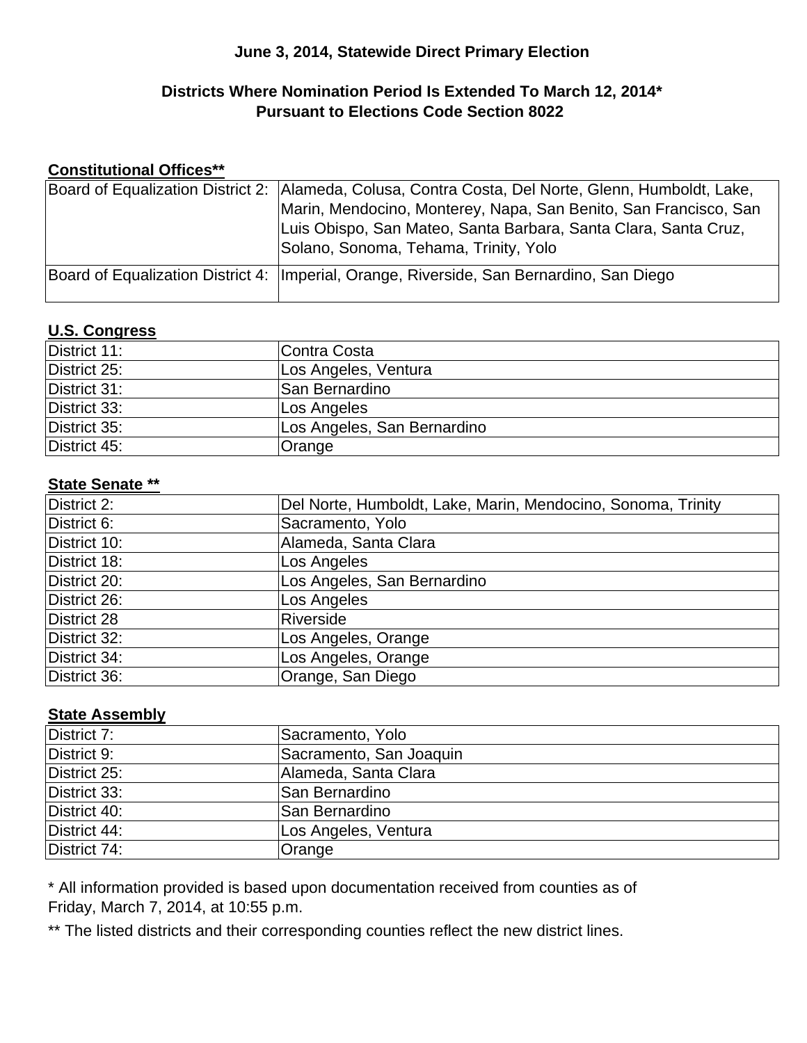**June 3, 2014, Statewide Direct Primary Election**

**Districts Where Nomination Period Is Extended To March 12, 2014***
**Pursuant to Elections Code Section 8022**

**Constitutional Offices****

| | |
|---|---|
| Board of Equalization District 2: | Alameda, Colusa, Contra Costa, Del Norte, Glenn, Humboldt, Lake, Marin, Mendocino, Monterey, Napa, San Benito, San Francisco, San Luis Obispo, San Mateo, Santa Barbara, Santa Clara, Santa Cruz, Solano, Sonoma, Tehama, Trinity, Yolo |
| Board of Equalization District 4: | Imperial, Orange, Riverside, San Bernardino, San Diego |

**U.S. Congress**

| | |
|---|---|
| District 11: | Contra Costa |
| District 25: | Los Angeles, Ventura |
| District 31: | San Bernardino |
| District 33: | Los Angeles |
| District 35: | Los Angeles, San Bernardino |
| District 45: | Orange |

**State Senate ****

| | |
|---|---|
| District 2: | Del Norte, Humboldt, Lake, Marin, Mendocino, Sonoma, Trinity |
| District 6: | Sacramento, Yolo |
| District 10: | Alameda, Santa Clara |
| District 18: | Los Angeles |
| District 20: | Los Angeles, San Bernardino |
| District 26: | Los Angeles |
| District 28 | Riverside |
| District 32: | Los Angeles, Orange |
| District 34: | Los Angeles, Orange |
| District 36: | Orange, San Diego |

**State Assembly**

| | |
|---|---|
| District 7: | Sacramento, Yolo |
| District 9: | Sacramento, San Joaquin |
| District 25: | Alameda, Santa Clara |
| District 33: | San Bernardino |
| District 40: | San Bernardino |
| District 44: | Los Angeles, Ventura |
| District 74: | Orange |

* All information provided is based upon documentation received from counties as of Friday, March 7, 2014, at 10:55 p.m.

** The listed districts and their corresponding counties reflect the new district lines.